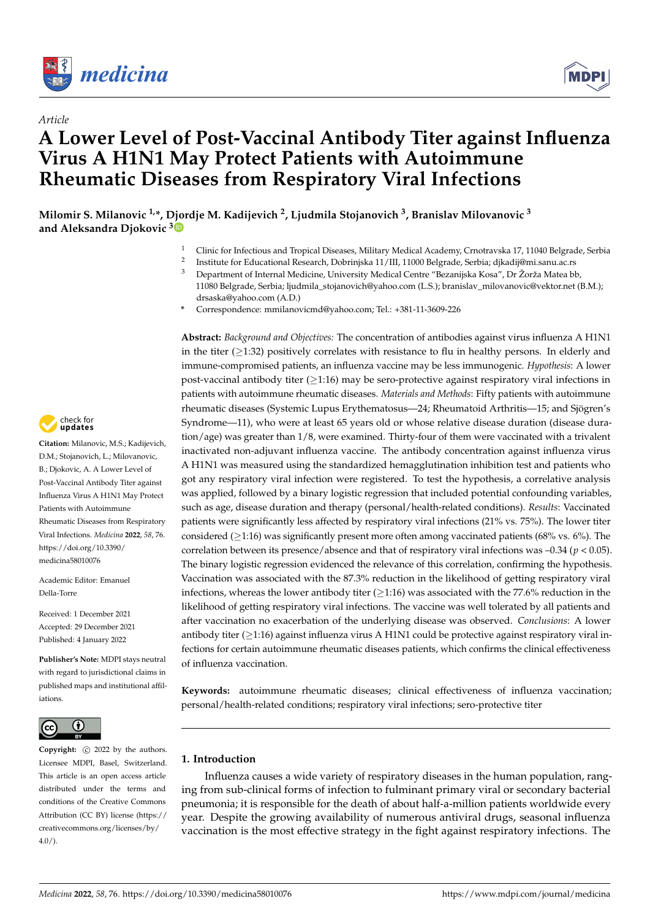Article

# A Lower Level of Post-Vaccinal Antibody Titer against Influenza Virus A H1N1 May Protect Patients with Autoimmune Rheumatic Diseases from Respiratory Viral Infections

**Milomir S. Milanovic [1,*], Djordje M. Kadijevich [2], Ljudmila Stojanovich [3], Branislav Milovanovic [3] and Aleksandra Djokovic [3]**

[1] Clinic for Infectious and Tropical Diseases, Military Medical Academy, Crnotravska 17, 11040 Belgrade, Serbia
[2] Institute for Educational Research, Dobrinjska 11/III, 11000 Belgrade, Serbia; djkadij@mi.sanu.ac.rs
[3] Department of Internal Medicine, University Medical Centre "Bezanijska Kosa", Dr Žorža Matea bb, 11080 Belgrade, Serbia; ljudmila_stojanovich@yahoo.com (L.S.); branislav_milovanovic@vektor.net (B.M.); drsaska@yahoo.com (A.D.)
\* Correspondence: mmilanovicmd@yahoo.com; Tel.: +381-11-3609-226

**Abstract:** *Background and Objectives:* The concentration of antibodies against virus influenza A H1N1 in the titer (≥1:32) positively correlates with resistance to flu in healthy persons. In elderly and immune-compromised patients, an influenza vaccine may be less immunogenic. *Hypothesis*: A lower post-vaccinal antibody titer (≥1:16) may be sero-protective against respiratory viral infections in patients with autoimmune rheumatic diseases. *Materials and Methods*: Fifty patients with autoimmune rheumatic diseases (Systemic Lupus Erythematosus—24; Rheumatoid Arthritis—15; and Sjögren's Syndrome—11), who were at least 65 years old or whose relative disease duration (disease duration/age) was greater than 1/8, were examined. Thirty-four of them were vaccinated with a trivalent inactivated non-adjuvant influenza vaccine. The antibody concentration against influenza virus A H1N1 was measured using the standardized hemagglutination inhibition test and patients who got any respiratory viral infection were registered. To test the hypothesis, a correlative analysis was applied, followed by a binary logistic regression that included potential confounding variables, such as age, disease duration and therapy (personal/health-related conditions). *Results:* Vaccinated patients were significantly less affected by respiratory viral infections (21% vs. 75%). The lower titer considered (≥1:16) was significantly present more often among vaccinated patients (68% vs. 6%). The correlation between its presence/absence and that of respiratory viral infections was –0.34 ($p < 0.05$). The binary logistic regression evidenced the relevance of this correlation, confirming the hypothesis. Vaccination was associated with the 87.3% reduction in the likelihood of getting respiratory viral infections, whereas the lower antibody titer (≥1:16) was associated with the 77.6% reduction in the likelihood of getting respiratory viral infections. The vaccine was well tolerated by all patients and after vaccination no exacerbation of the underlying disease was observed. *Conclusions*: A lower antibody titer (≥1:16) against influenza virus A H1N1 could be protective against respiratory viral infections for certain autoimmune rheumatic diseases patients, which confirms the clinical effectiveness of influenza vaccination.

**Keywords:** autoimmune rheumatic diseases; clinical effectiveness of influenza vaccination; personal/health-related conditions; respiratory viral infections; sero-protective titer

**Citation:** Milanovic, M.S.; Kadijevich, D.M.; Stojanovich, L.; Milovanovic, B.; Djokovic, A. A Lower Level of Post-Vaccinal Antibody Titer against Influenza Virus A H1N1 May Protect Patients with Autoimmune Rheumatic Diseases from Respiratory Viral Infections. *Medicina* **2022**, *58*, 76. https://doi.org/10.3390/medicina58010076

Academic Editor: Emanuel Della-Torre

Received: 1 December 2021
Accepted: 29 December 2021
Published: 4 January 2022

**Publisher's Note:** MDPI stays neutral with regard to jurisdictional claims in published maps and institutional affiliations.

**Copyright:** © 2022 by the authors. Licensee MDPI, Basel, Switzerland. This article is an open access article distributed under the terms and conditions of the Creative Commons Attribution (CC BY) license (https://creativecommons.org/licenses/by/4.0/).

## 1. Introduction

Influenza causes a wide variety of respiratory diseases in the human population, ranging from sub-clinical forms of infection to fulminant primary viral or secondary bacterial pneumonia; it is responsible for the death of about half-a-million patients worldwide every year. Despite the growing availability of numerous antiviral drugs, seasonal influenza vaccination is the most effective strategy in the fight against respiratory infections. The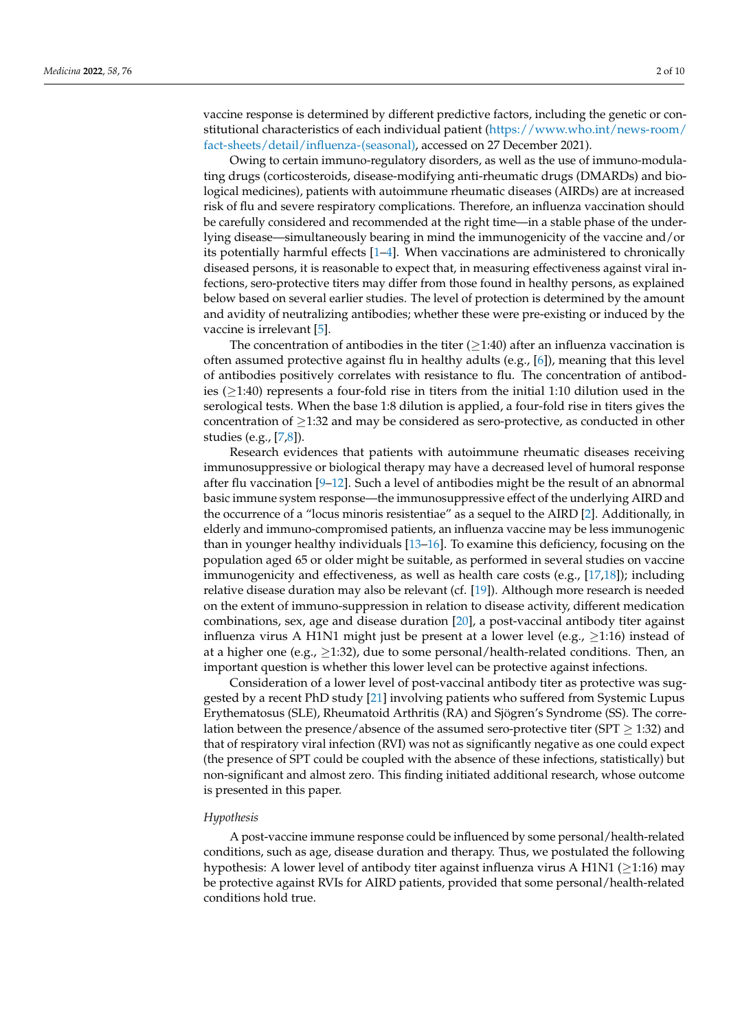vaccine response is determined by different predictive factors, including the genetic or constitutional characteristics of each individual patient (https://www.who.int/news-room/fact-sheets/detail/influenza-(seasonal), accessed on 27 December 2021).

Owing to certain immuno-regulatory disorders, as well as the use of immuno-modulating drugs (corticosteroids, disease-modifying anti-rheumatic drugs (DMARDs) and biological medicines), patients with autoimmune rheumatic diseases (AIRDs) are at increased risk of flu and severe respiratory complications. Therefore, an influenza vaccination should be carefully considered and recommended at the right time—in a stable phase of the underlying disease—simultaneously bearing in mind the immunogenicity of the vaccine and/or its potentially harmful effects [1–4]. When vaccinations are administered to chronically diseased persons, it is reasonable to expect that, in measuring effectiveness against viral infections, sero-protective titers may differ from those found in healthy persons, as explained below based on several earlier studies. The level of protection is determined by the amount and avidity of neutralizing antibodies; whether these were pre-existing or induced by the vaccine is irrelevant [5].

The concentration of antibodies in the titer (≥1:40) after an influenza vaccination is often assumed protective against flu in healthy adults (e.g., [6]), meaning that this level of antibodies positively correlates with resistance to flu. The concentration of antibodies (≥1:40) represents a four-fold rise in titers from the initial 1:10 dilution used in the serological tests. When the base 1:8 dilution is applied, a four-fold rise in titers gives the concentration of ≥1:32 and may be considered as sero-protective, as conducted in other studies (e.g., [7,8]).

Research evidences that patients with autoimmune rheumatic diseases receiving immunosuppressive or biological therapy may have a decreased level of humoral response after flu vaccination [9–12]. Such a level of antibodies might be the result of an abnormal basic immune system response—the immunosuppressive effect of the underlying AIRD and the occurrence of a "locus minoris resistentiae" as a sequel to the AIRD [2]. Additionally, in elderly and immuno-compromised patients, an influenza vaccine may be less immunogenic than in younger healthy individuals [13–16]. To examine this deficiency, focusing on the population aged 65 or older might be suitable, as performed in several studies on vaccine immunogenicity and effectiveness, as well as health care costs (e.g., [17,18]); including relative disease duration may also be relevant (cf. [19]). Although more research is needed on the extent of immuno-suppression in relation to disease activity, different medication combinations, sex, age and disease duration [20], a post-vaccinal antibody titer against influenza virus A H1N1 might just be present at a lower level (e.g., ≥1:16) instead of at a higher one (e.g., ≥1:32), due to some personal/health-related conditions. Then, an important question is whether this lower level can be protective against infections.

Consideration of a lower level of post-vaccinal antibody titer as protective was suggested by a recent PhD study [21] involving patients who suffered from Systemic Lupus Erythematosus (SLE), Rheumatoid Arthritis (RA) and Sjögren's Syndrome (SS). The correlation between the presence/absence of the assumed sero-protective titer (SPT ≥ 1:32) and that of respiratory viral infection (RVI) was not as significantly negative as one could expect (the presence of SPT could be coupled with the absence of these infections, statistically) but non-significant and almost zero. This finding initiated additional research, whose outcome is presented in this paper.

*Hypothesis*

A post-vaccine immune response could be influenced by some personal/health-related conditions, such as age, disease duration and therapy. Thus, we postulated the following hypothesis: A lower level of antibody titer against influenza virus A H1N1 (≥1:16) may be protective against RVIs for AIRD patients, provided that some personal/health-related conditions hold true.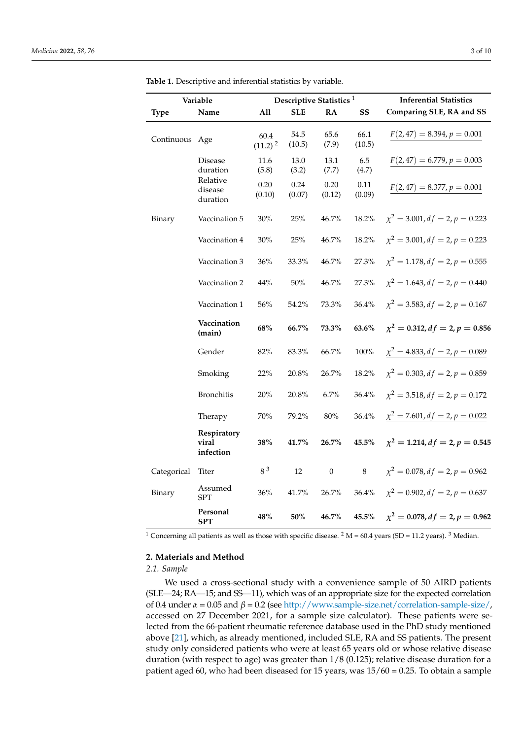**Table 1.** Descriptive and inferential statistics by variable.

| Variable | | Descriptive Statistics [1] | | | | Inferential Statistics |
|---|---|---|---|---|---|---|
| Type | Name | All | SLE | RA | SS | Comparing SLE, RA and SS |
| Continuous | Age | 60.4 (11.2) [2] | 54.5 (10.5) | 65.6 (7.9) | 66.1 (10.5) | $F(2,47) = 8.394, p = 0.001$ |
| | Disease duration | 11.6 (5.8) | 13.0 (3.2) | 13.1 (7.7) | 6.5 (4.7) | $F(2,47) = 6.779, p = 0.003$ |
| | Relative disease duration | 0.20 (0.10) | 0.24 (0.07) | 0.20 (0.12) | 0.11 (0.09) | $F(2,47) = 8.377, p = 0.001$ |
| Binary | Vaccination 5 | 30% | 25% | 46.7% | 18.2% | $\chi^2 = 3.001, df = 2, p = 0.223$ |
| | Vaccination 4 | 30% | 25% | 46.7% | 18.2% | $\chi^2 = 3.001, df = 2, p = 0.223$ |
| | Vaccination 3 | 36% | 33.3% | 46.7% | 27.3% | $\chi^2 = 1.178, df = 2, p = 0.555$ |
| | Vaccination 2 | 44% | 50% | 46.7% | 27.3% | $\chi^2 = 1.643, df = 2, p = 0.440$ |
| | Vaccination 1 | 56% | 54.2% | 73.3% | 36.4% | $\chi^2 = 3.583, df = 2, p = 0.167$ |
| | **Vaccination (main)** | **68%** | **66.7%** | **73.3%** | **63.6%** | $\boldsymbol{\chi^2 = 0.312, df = 2, p = 0.856}$ |
| | Gender | 82% | 83.3% | 66.7% | 100% | $\chi^2 = 4.833, df = 2, p = 0.089$ |
| | Smoking | 22% | 20.8% | 26.7% | 18.2% | $\chi^2 = 0.303, df = 2, p = 0.859$ |
| | Bronchitis | 20% | 20.8% | 6.7% | 36.4% | $\chi^2 = 3.518, df = 2, p = 0.172$ |
| | Therapy | 70% | 79.2% | 80% | 36.4% | $\chi^2 = 7.601, df = 2, p = 0.022$ |
| | **Respiratory viral infection** | **38%** | **41.7%** | **26.7%** | **45.5%** | $\boldsymbol{\chi^2 = 1.214, df = 2, p = 0.545}$ |
| Categorical | Titer | 8 [3] | 12 | 0 | 8 | $\chi^2 = 0.078, df = 2, p = 0.962$ |
| Binary | Assumed SPT | 36% | 41.7% | 26.7% | 36.4% | $\chi^2 = 0.902, df = 2, p = 0.637$ |
| | **Personal SPT** | **48%** | **50%** | **46.7%** | **45.5%** | $\boldsymbol{\chi^2 = 0.078, df = 2, p = 0.962}$ |

[1] Concerning all patients as well as those with specific disease. [2] M = 60.4 years (SD = 11.2 years). [3] Median.

## 2. Materials and Method

### 2.1. Sample

We used a cross-sectional study with a convenience sample of 50 AIRD patients (SLE—24; RA—15; and SS—11), which was of an appropriate size for the expected correlation of 0.4 under $\alpha = 0.05$ and $\beta = 0.2$ (see http://www.sample-size.net/correlation-sample-size/, accessed on 27 December 2021, for a sample size calculator). These patients were selected from the 66-patient rheumatic reference database used in the PhD study mentioned above [21], which, as already mentioned, included SLE, RA and SS patients. The present study only considered patients who were at least 65 years old or whose relative disease duration (with respect to age) was greater than 1/8 (0.125); relative disease duration for a patient aged 60, who had been diseased for 15 years, was 15/60 = 0.25. To obtain a sample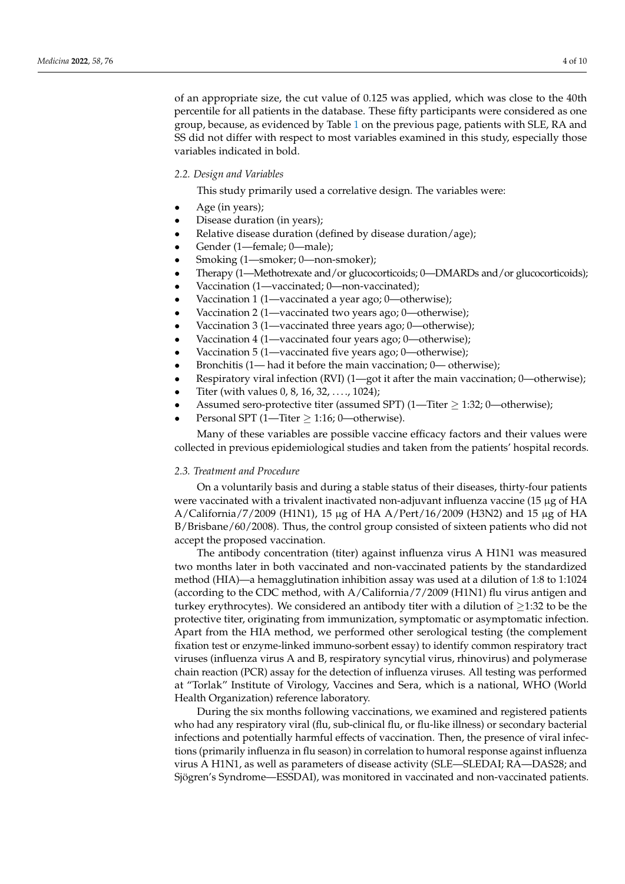of an appropriate size, the cut value of 0.125 was applied, which was close to the 40th percentile for all patients in the database. These fifty participants were considered as one group, because, as evidenced by Table 1 on the previous page, patients with SLE, RA and SS did not differ with respect to most variables examined in this study, especially those variables indicated in bold.

### 2.2. Design and Variables

This study primarily used a correlative design. The variables were:

- Age (in years);
- Disease duration (in years);
- Relative disease duration (defined by disease duration/age);
- Gender (1—female; 0—male);
- Smoking (1—smoker; 0—non-smoker);
- Therapy (1—Methotrexate and/or glucocorticoids; 0—DMARDs and/or glucocorticoids);
- Vaccination (1—vaccinated; 0—non-vaccinated);
- Vaccination 1 (1—vaccinated a year ago; 0—otherwise);
- Vaccination 2 (1—vaccinated two years ago; 0—otherwise);
- Vaccination 3 (1—vaccinated three years ago; 0—otherwise);
- Vaccination 4 (1—vaccinated four years ago; 0—otherwise);
- Vaccination 5 (1—vaccinated five years ago; 0—otherwise);
- Bronchitis (1— had it before the main vaccination; 0— otherwise);
- Respiratory viral infection (RVI) (1—got it after the main vaccination; 0—otherwise);
- Titer (with values 0, 8, 16, 32, …., 1024);
- Assumed sero-protective titer (assumed SPT) (1—Titer $\geq$ 1:32; 0—otherwise);
- Personal SPT (1—Titer $\geq$ 1:16; 0—otherwise).

Many of these variables are possible vaccine efficacy factors and their values were collected in previous epidemiological studies and taken from the patients' hospital records.

### 2.3. Treatment and Procedure

On a voluntarily basis and during a stable status of their diseases, thirty-four patients were vaccinated with a trivalent inactivated non-adjuvant influenza vaccine (15 μg of HA A/California/7/2009 (H1N1), 15 μg of HA A/Pert/16/2009 (H3N2) and 15 μg of HA B/Brisbane/60/2008). Thus, the control group consisted of sixteen patients who did not accept the proposed vaccination.

The antibody concentration (titer) against influenza virus A H1N1 was measured two months later in both vaccinated and non-vaccinated patients by the standardized method (HIA)—a hemagglutination inhibition assay was used at a dilution of 1:8 to 1:1024 (according to the CDC method, with A/California/7/2009 (H1N1) flu virus antigen and turkey erythrocytes). We considered an antibody titer with a dilution of $\geq$1:32 to be the protective titer, originating from immunization, symptomatic or asymptomatic infection. Apart from the HIA method, we performed other serological testing (the complement fixation test or enzyme-linked immuno-sorbent essay) to identify common respiratory tract viruses (influenza virus A and B, respiratory syncytial virus, rhinovirus) and polymerase chain reaction (PCR) assay for the detection of influenza viruses. All testing was performed at "Torlak" Institute of Virology, Vaccines and Sera, which is a national, WHO (World Health Organization) reference laboratory.

During the six months following vaccinations, we examined and registered patients who had any respiratory viral (flu, sub-clinical flu, or flu-like illness) or secondary bacterial infections and potentially harmful effects of vaccination. Then, the presence of viral infections (primarily influenza in flu season) in correlation to humoral response against influenza virus A H1N1, as well as parameters of disease activity (SLE—SLEDAI; RA—DAS28; and Sjögren's Syndrome—ESSDAI), was monitored in vaccinated and non-vaccinated patients.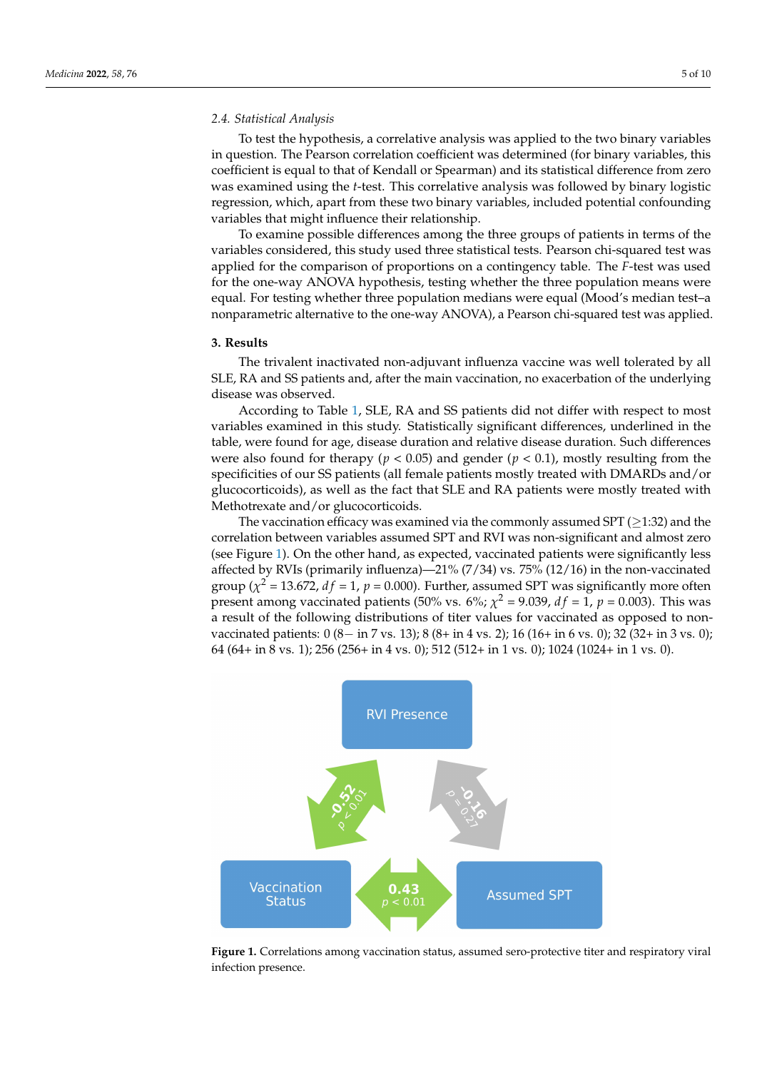### 2.4. Statistical Analysis

To test the hypothesis, a correlative analysis was applied to the two binary variables in question. The Pearson correlation coefficient was determined (for binary variables, this coefficient is equal to that of Kendall or Spearman) and its statistical difference from zero was examined using the *t*-test. This correlative analysis was followed by binary logistic regression, which, apart from these two binary variables, included potential confounding variables that might influence their relationship.

To examine possible differences among the three groups of patients in terms of the variables considered, this study used three statistical tests. Pearson chi-squared test was applied for the comparison of proportions on a contingency table. The *F*-test was used for the one-way ANOVA hypothesis, testing whether the three population means were equal. For testing whether three population medians were equal (Mood's median test–a nonparametric alternative to the one-way ANOVA), a Pearson chi-squared test was applied.

## 3. Results

The trivalent inactivated non-adjuvant influenza vaccine was well tolerated by all SLE, RA and SS patients and, after the main vaccination, no exacerbation of the underlying disease was observed.

According to Table 1, SLE, RA and SS patients did not differ with respect to most variables examined in this study. Statistically significant differences, underlined in the table, were found for age, disease duration and relative disease duration. Such differences were also found for therapy ($p < 0.05$) and gender ($p < 0.1$), mostly resulting from the specificities of our SS patients (all female patients mostly treated with DMARDs and/or glucocorticoids), as well as the fact that SLE and RA patients were mostly treated with Methotrexate and/or glucocorticoids.

The vaccination efficacy was examined via the commonly assumed SPT (≥1:32) and the correlation between variables assumed SPT and RVI was non-significant and almost zero (see Figure 1). On the other hand, as expected, vaccinated patients were significantly less affected by RVIs (primarily influenza)—21% (7/34) vs. 75% (12/16) in the non-vaccinated group ($\chi^2$ = 13.672, $df$ = 1, $p$ = 0.000). Further, assumed SPT was significantly more often present among vaccinated patients (50% vs. 6%; $\chi^2$ = 9.039, $df$ = 1, $p$ = 0.003). This was a result of the following distributions of titer values for vaccinated as opposed to non-vaccinated patients: 0 (8− in 7 vs. 13); 8 (8+ in 4 vs. 2); 16 (16+ in 6 vs. 0); 32 (32+ in 3 vs. 0); 64 (64+ in 8 vs. 1); 256 (256+ in 4 vs. 0); 512 (512+ in 1 vs. 0); 1024 (1024+ in 1 vs. 0).

RVI Presence

-0.52
p < 0.01

-0.16
p = 0.27

Vaccination Status

0.43
p < 0.01

Assumed SPT

**Figure 1.** Correlations among vaccination status, assumed sero-protective titer and respiratory viral infection presence.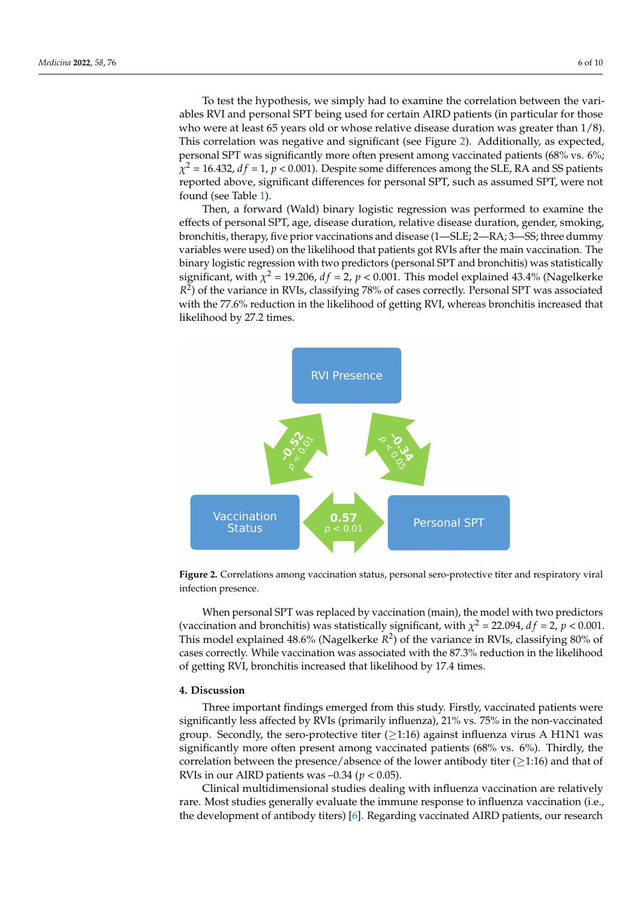To test the hypothesis, we simply had to examine the correlation between the variables RVI and personal SPT being used for certain AIRD patients (in particular for those who were at least 65 years old or whose relative disease duration was greater than 1/8). This correlation was negative and significant (see Figure 2). Additionally, as expected, personal SPT was significantly more often present among vaccinated patients (68% vs. 6%; $\chi^2 = 16.432$, $df = 1$, $p < 0.001$). Despite some differences among the SLE, RA and SS patients reported above, significant differences for personal SPT, such as assumed SPT, were not found (see Table 1).

Then, a forward (Wald) binary logistic regression was performed to examine the effects of personal SPT, age, disease duration, relative disease duration, gender, smoking, bronchitis, therapy, five prior vaccinations and disease (1—SLE; 2—RA; 3—SS; three dummy variables were used) on the likelihood that patients got RVIs after the main vaccination. The binary logistic regression with two predictors (personal SPT and bronchitis) was statistically significant, with $\chi^2 = 19.206$, $df = 2$, $p < 0.001$. This model explained 43.4% (Nagelkerke $R^2$) of the variance in RVIs, classifying 78% of cases correctly. Personal SPT was associated with the 77.6% reduction in the likelihood of getting RVI, whereas bronchitis increased that likelihood by 27.2 times.

RVI Presence

-0.52
$p < 0.01$

-0.34
$p < 0.05$

Vaccination Status

0.57
$p < 0.01$

Personal SPT

**Figure 2.** Correlations among vaccination status, personal sero-protective titer and respiratory viral infection presence.

When personal SPT was replaced by vaccination (main), the model with two predictors (vaccination and bronchitis) was statistically significant, with $\chi^2 = 22.094$, $df = 2$, $p < 0.001$. This model explained 48.6% (Nagelkerke $R^2$) of the variance in RVIs, classifying 80% of cases correctly. While vaccination was associated with the 87.3% reduction in the likelihood of getting RVI, bronchitis increased that likelihood by 17.4 times.

## 4. Discussion

Three important findings emerged from this study. Firstly, vaccinated patients were significantly less affected by RVIs (primarily influenza), 21% vs. 75% in the non-vaccinated group. Secondly, the sero-protective titer ($\geq$1:16) against influenza virus A H1N1 was significantly more often present among vaccinated patients (68% vs. 6%). Thirdly, the correlation between the presence/absence of the lower antibody titer ($\geq$1:16) and that of RVIs in our AIRD patients was –0.34 ($p < 0.05$).

Clinical multidimensional studies dealing with influenza vaccination are relatively rare. Most studies generally evaluate the immune response to influenza vaccination (i.e., the development of antibody titers) [6]. Regarding vaccinated AIRD patients, our research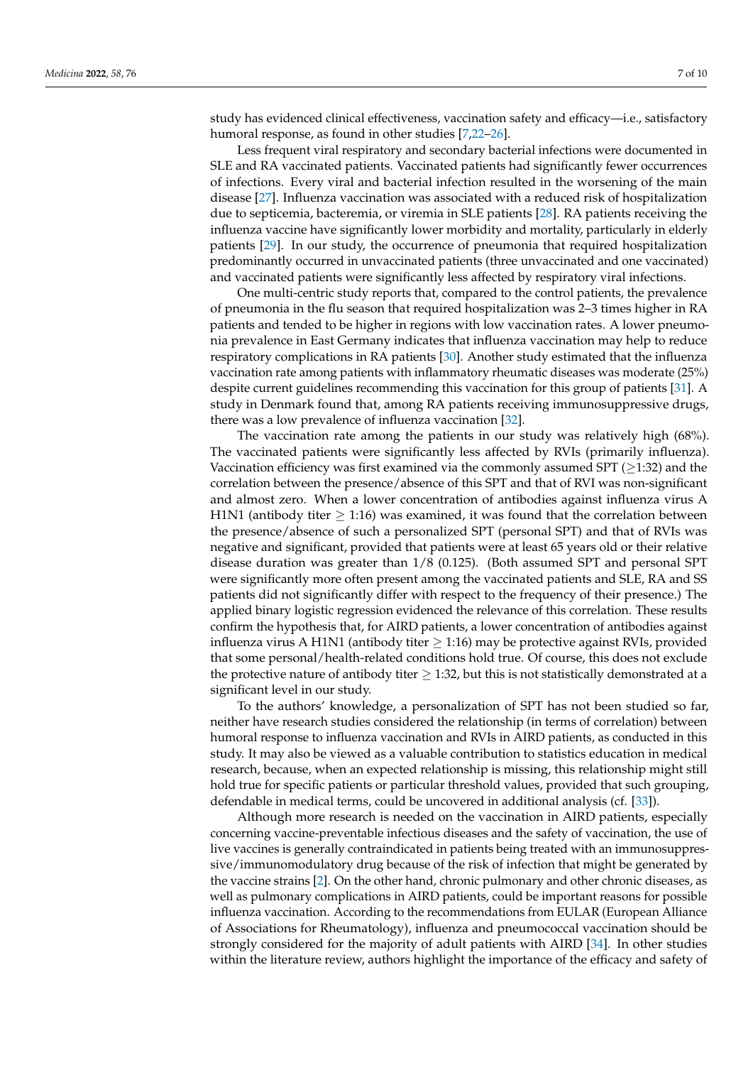study has evidenced clinical effectiveness, vaccination safety and efficacy—i.e., satisfactory humoral response, as found in other studies [7,22–26].

Less frequent viral respiratory and secondary bacterial infections were documented in SLE and RA vaccinated patients. Vaccinated patients had significantly fewer occurrences of infections. Every viral and bacterial infection resulted in the worsening of the main disease [27]. Influenza vaccination was associated with a reduced risk of hospitalization due to septicemia, bacteremia, or viremia in SLE patients [28]. RA patients receiving the influenza vaccine have significantly lower morbidity and mortality, particularly in elderly patients [29]. In our study, the occurrence of pneumonia that required hospitalization predominantly occurred in unvaccinated patients (three unvaccinated and one vaccinated) and vaccinated patients were significantly less affected by respiratory viral infections.

One multi-centric study reports that, compared to the control patients, the prevalence of pneumonia in the flu season that required hospitalization was 2–3 times higher in RA patients and tended to be higher in regions with low vaccination rates. A lower pneumonia prevalence in East Germany indicates that influenza vaccination may help to reduce respiratory complications in RA patients [30]. Another study estimated that the influenza vaccination rate among patients with inflammatory rheumatic diseases was moderate (25%) despite current guidelines recommending this vaccination for this group of patients [31]. A study in Denmark found that, among RA patients receiving immunosuppressive drugs, there was a low prevalence of influenza vaccination [32].

The vaccination rate among the patients in our study was relatively high (68%). The vaccinated patients were significantly less affected by RVIs (primarily influenza). Vaccination efficiency was first examined via the commonly assumed SPT ($\geq$1:32) and the correlation between the presence/absence of this SPT and that of RVI was non-significant and almost zero. When a lower concentration of antibodies against influenza virus A H1N1 (antibody titer $\geq$ 1:16) was examined, it was found that the correlation between the presence/absence of such a personalized SPT (personal SPT) and that of RVIs was negative and significant, provided that patients were at least 65 years old or their relative disease duration was greater than 1/8 (0.125). (Both assumed SPT and personal SPT were significantly more often present among the vaccinated patients and SLE, RA and SS patients did not significantly differ with respect to the frequency of their presence.) The applied binary logistic regression evidenced the relevance of this correlation. These results confirm the hypothesis that, for AIRD patients, a lower concentration of antibodies against influenza virus A H1N1 (antibody titer $\geq$ 1:16) may be protective against RVIs, provided that some personal/health-related conditions hold true. Of course, this does not exclude the protective nature of antibody titer $\geq$ 1:32, but this is not statistically demonstrated at a significant level in our study.

To the authors' knowledge, a personalization of SPT has not been studied so far, neither have research studies considered the relationship (in terms of correlation) between humoral response to influenza vaccination and RVIs in AIRD patients, as conducted in this study. It may also be viewed as a valuable contribution to statistics education in medical research, because, when an expected relationship is missing, this relationship might still hold true for specific patients or particular threshold values, provided that such grouping, defendable in medical terms, could be uncovered in additional analysis (cf. [33]).

Although more research is needed on the vaccination in AIRD patients, especially concerning vaccine-preventable infectious diseases and the safety of vaccination, the use of live vaccines is generally contraindicated in patients being treated with an immunosuppressive/immunomodulatory drug because of the risk of infection that might be generated by the vaccine strains [2]. On the other hand, chronic pulmonary and other chronic diseases, as well as pulmonary complications in AIRD patients, could be important reasons for possible influenza vaccination. According to the recommendations from EULAR (European Alliance of Associations for Rheumatology), influenza and pneumococcal vaccination should be strongly considered for the majority of adult patients with AIRD [34]. In other studies within the literature review, authors highlight the importance of the efficacy and safety of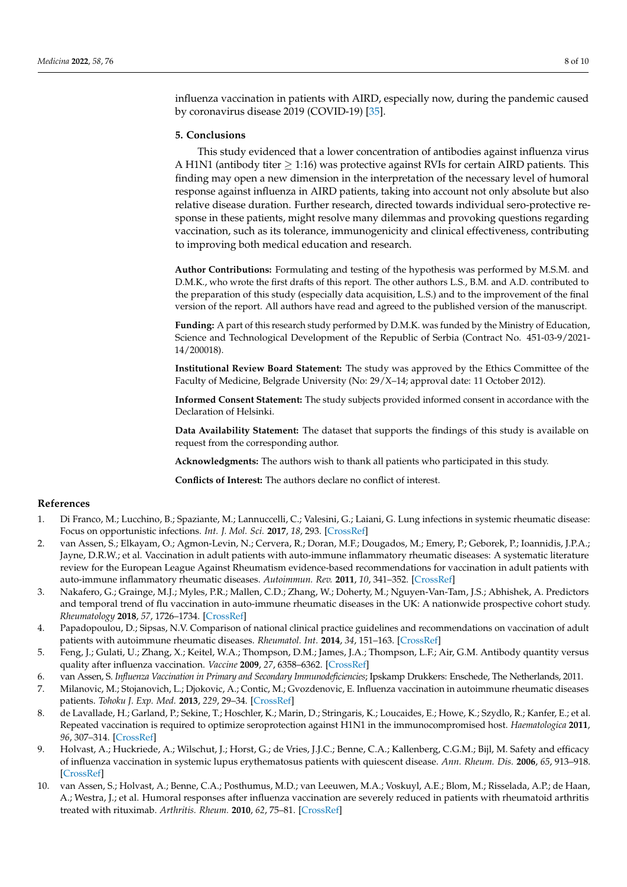influenza vaccination in patients with AIRD, especially now, during the pandemic caused by coronavirus disease 2019 (COVID-19) [35].

## 5. Conclusions

This study evidenced that a lower concentration of antibodies against influenza virus A H1N1 (antibody titer $\geq$ 1:16) was protective against RVIs for certain AIRD patients. This finding may open a new dimension in the interpretation of the necessary level of humoral response against influenza in AIRD patients, taking into account not only absolute but also relative disease duration. Further research, directed towards individual sero-protective response in these patients, might resolve many dilemmas and provoking questions regarding vaccination, such as its tolerance, immunogenicity and clinical effectiveness, contributing to improving both medical education and research.

**Author Contributions:** Formulating and testing of the hypothesis was performed by M.S.M. and D.M.K., who wrote the first drafts of this report. The other authors L.S., B.M. and A.D. contributed to the preparation of this study (especially data acquisition, L.S.) and to the improvement of the final version of the report. All authors have read and agreed to the published version of the manuscript.

**Funding:** A part of this research study performed by D.M.K. was funded by the Ministry of Education, Science and Technological Development of the Republic of Serbia (Contract No. 451-03-9/2021-14/200018).

**Institutional Review Board Statement:** The study was approved by the Ethics Committee of the Faculty of Medicine, Belgrade University (No: 29/X–14; approval date: 11 October 2012).

**Informed Consent Statement:** The study subjects provided informed consent in accordance with the Declaration of Helsinki.

**Data Availability Statement:** The dataset that supports the findings of this study is available on request from the corresponding author.

**Acknowledgments:** The authors wish to thank all patients who participated in this study.

**Conflicts of Interest:** The authors declare no conflict of interest.

## References

1. Di Franco, M.; Lucchino, B.; Spaziante, M.; Lannuccelli, C.; Valesini, G.; Laiani, G. Lung infections in systemic rheumatic disease: Focus on opportunistic infections. *Int. J. Mol. Sci.* **2017**, *18*, 293. [CrossRef]
2. van Assen, S.; Elkayam, O.; Agmon-Levin, N.; Cervera, R.; Doran, M.F.; Dougados, M.; Emery, P.; Geborek, P.; Ioannidis, J.P.A.; Jayne, D.R.W.; et al. Vaccination in adult patients with auto-immune inflammatory rheumatic diseases: A systematic literature review for the European League Against Rheumatism evidence-based recommendations for vaccination in adult patients with auto-immune inflammatory rheumatic diseases. *Autoimmun. Rev.* **2011**, *10*, 341–352. [CrossRef]
3. Nakafero, G.; Grainge, M.J.; Myles, P.R.; Mallen, C.D.; Zhang, W.; Doherty, M.; Nguyen-Van-Tam, J.S.; Abhishek, A. Predictors and temporal trend of flu vaccination in auto-immune rheumatic diseases in the UK: A nationwide prospective cohort study. *Rheumatology* **2018**, *57*, 1726–1734. [CrossRef]
4. Papadopoulou, D.; Sipsas, N.V. Comparison of national clinical practice guidelines and recommendations on vaccination of adult patients with autoimmune rheumatic diseases. *Rheumatol. Int.* **2014**, *34*, 151–163. [CrossRef]
5. Feng, J.; Gulati, U.; Zhang, X.; Keitel, W.A.; Thompson, D.M.; James, J.A.; Thompson, L.F.; Air, G.M. Antibody quantity versus quality after influenza vaccination. *Vaccine* **2009**, *27*, 6358–6362. [CrossRef]
6. van Assen, S. *Influenza Vaccination in Primary and Secondary Immunodeficiencies*; Ipskamp Drukkers: Enschede, The Netherlands, 2011.
7. Milanovic, M.; Stojanovich, L.; Djokovic, A.; Contic, M.; Gvozdenovic, E. Influenza vaccination in autoimmune rheumatic diseases patients. *Tohoku J. Exp. Med.* **2013**, *229*, 29–34. [CrossRef]
8. de Lavallade, H.; Garland, P.; Sekine, T.; Hoschler, K.; Marin, D.; Stringaris, K.; Loucaides, E.; Howe, K.; Szydlo, R.; Kanfer, E.; et al. Repeated vaccination is required to optimize seroprotection against H1N1 in the immunocompromised host. *Haematologica* **2011**, *96*, 307–314. [CrossRef]
9. Holvast, A.; Huckriede, A.; Wilschut, J.; Horst, G.; de Vries, J.J.C.; Benne, C.A.; Kallenberg, C.G.M.; Bijl, M. Safety and efficacy of influenza vaccination in systemic lupus erythematosus patients with quiescent disease. *Ann. Rheum. Dis.* **2006**, *65*, 913–918. [CrossRef]
10. van Assen, S.; Holvast, A.; Benne, C.A.; Posthumus, M.D.; van Leeuwen, M.A.; Voskuyl, A.E.; Blom, M.; Risselada, A.P.; de Haan, A.; Westra, J.; et al. Humoral responses after influenza vaccination are severely reduced in patients with rheumatoid arthritis treated with rituximab. *Arthritis. Rheum.* **2010**, *62*, 75–81. [CrossRef]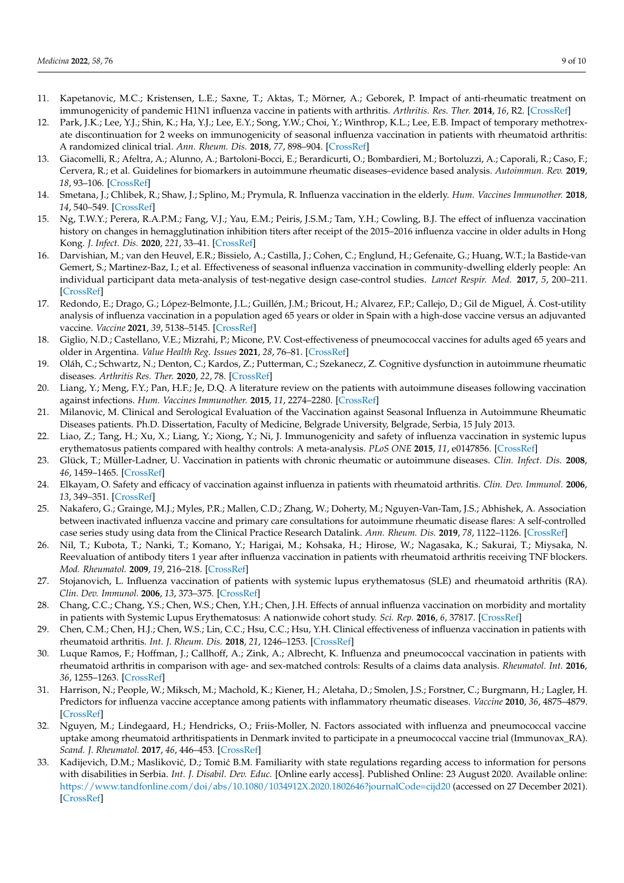11. Kapetanovic, M.C.; Kristensen, L.E.; Saxne, T.; Aktas, T.; Mörner, A.; Geborek, P. Impact of anti-rheumatic treatment on immunogenicity of pandemic H1N1 influenza vaccine in patients with arthritis. *Arthritis. Res. Ther.* **2014**, *16*, R2. [CrossRef]
12. Park, J.K.; Lee, Y.J.; Shin, K.; Ha, Y.J.; Lee, E.Y.; Song, Y.W.; Choi, Y.; Winthrop, K.L.; Lee, E.B. Impact of temporary methotrexate discontinuation for 2 weeks on immunogenicity of seasonal influenza vaccination in patients with rheumatoid arthritis: A randomized clinical trial. *Ann. Rheum. Dis.* **2018**, *77*, 898–904. [CrossRef]
13. Giacomelli, R.; Afeltra, A.; Alunno, A.; Bartoloni-Bocci, E.; Berardicurti, O.; Bombardieri, M.; Bortoluzzi, A.; Caporali, R.; Caso, F.; Cervera, R.; et al. Guidelines for biomarkers in autoimmune rheumatic diseases–evidence based analysis. *Autoimmun. Rev.* **2019**, *18*, 93–106. [CrossRef]
14. Smetana, J.; Chlibek, R.; Shaw, J.; Splino, M.; Prymula, R. Influenza vaccination in the elderly. *Hum. Vaccines Immunother.* **2018**, *14*, 540–549. [CrossRef]
15. Ng, T.W.Y.; Perera, R.A.P.M.; Fang, V.J.; Yau, E.M.; Peiris, J.S.M.; Tam, Y.H.; Cowling, B.J. The effect of influenza vaccination history on changes in hemagglutination inhibition titers after receipt of the 2015–2016 influenza vaccine in older adults in Hong Kong. *J. Infect. Dis.* **2020**, *221*, 33–41. [CrossRef]
16. Darvishian, M.; van den Heuvel, E.R.; Bissielo, A.; Castilla, J.; Cohen, C.; Englund, H.; Gefenaite, G.; Huang, W.T.; la Bastide-van Gemert, S.; Martinez-Baz, I.; et al. Effectiveness of seasonal influenza vaccination in community-dwelling elderly people: An individual participant data meta-analysis of test-negative design case-control studies. *Lancet Respir. Med.* **2017**, *5*, 200–211. [CrossRef]
17. Redondo, E.; Drago, G.; López-Belmonte, J.L.; Guillén, J.M.; Bricout, H.; Alvarez, F.P.; Callejo, D.; Gil de Miguel, Á. Cost-utility analysis of influenza vaccination in a population aged 65 years or older in Spain with a high-dose vaccine versus an adjuvanted vaccine. *Vaccine* **2021**, *39*, 5138–5145. [CrossRef]
18. Giglio, N.D.; Castellano, V.E.; Mizrahi, P.; Micone, P.V. Cost-effectiveness of pneumococcal vaccines for adults aged 65 years and older in Argentina. *Value Health Reg. Issues* **2021**, *28*, 76–81. [CrossRef]
19. Oláh, C.; Schwartz, N.; Denton, C.; Kardos, Z.; Putterman, C.; Szekanecz, Z. Cognitive dysfunction in autoimmune rheumatic diseases. *Arthritis Res. Ther.* **2020**, *22*, 78. [CrossRef]
20. Liang, Y.; Meng, F.Y.; Pan, H.F.; Je, D.Q. A literature review on the patients with autoimmune diseases following vaccination against infections. *Hum. Vaccines Immunother.* **2015**, *11*, 2274–2280. [CrossRef]
21. Milanovic, M. Clinical and Serological Evaluation of the Vaccination against Seasonal Influenza in Autoimmune Rheumatic Diseases patients. Ph.D. Dissertation, Faculty of Medicine, Belgrade University, Belgrade, Serbia, 15 July 2013.
22. Liao, Z.; Tang, H.; Xu, X.; Liang, Y.; Xiong, Y.; Ni, J. Immunogenicity and safety of influenza vaccination in systemic lupus erythematosus patients compared with healthy controls: A meta-analysis. *PLoS ONE* **2015**, *11*, e0147856. [CrossRef]
23. Glück, T.; Müller-Ladner, U. Vaccination in patients with chronic rheumatic or autoimmune diseases. *Clin. Infect. Dis.* **2008**, *46*, 1459–1465. [CrossRef]
24. Elkayam, O. Safety and efficacy of vaccination against influenza in patients with rheumatoid arthritis. *Clin. Dev. Immunol.* **2006**, *13*, 349–351. [CrossRef]
25. Nakafero, G.; Grainge, M.J.; Myles, P.R.; Mallen, C.D.; Zhang, W.; Doherty, M.; Nguyen-Van-Tam, J.S.; Abhishek, A. Association between inactivated influenza vaccine and primary care consultations for autoimmune rheumatic disease flares: A self-controlled case series study using data from the Clinical Practice Research Datalink. *Ann. Rheum. Dis.* **2019**, *78*, 1122–1126. [CrossRef]
26. Nil, T.; Kubota, T.; Nanki, T.; Komano, Y.; Harigai, M.; Kohsaka, H.; Hirose, W.; Nagasaka, K.; Sakurai, T.; Miysaka, N. Reevaluation of antibody titers 1 year after influenza vaccination in patients with rheumatoid arthritis receiving TNF blockers. *Mod. Rheumatol.* **2009**, *19*, 216–218. [CrossRef]
27. Stojanovich, L. Influenza vaccination of patients with systemic lupus erythematosus (SLE) and rheumatoid arthritis (RA). *Clin. Dev. Immunol.* **2006**, *13*, 373–375. [CrossRef]
28. Chang, C.C.; Chang, Y.S.; Chen, W.S.; Chen, Y.H.; Chen, J.H. Effects of annual influenza vaccination on morbidity and mortality in patients with Systemic Lupus Erythematosus: A nationwide cohort study. *Sci. Rep.* **2016**, *6*, 37817. [CrossRef]
29. Chen, C.M.; Chen, H.J.; Chen, W.S.; Lin, C.C.; Hsu, C.C.; Hsu, Y.H. Clinical effectiveness of influenza vaccination in patients with rheumatoid arthritis. *Int. J. Rheum. Dis.* **2018**, *21*, 1246–1253. [CrossRef]
30. Luque Ramos, F.; Hoffman, J.; Callhoff, A.; Zink, A.; Albrecht, K. Influenza and pneumococcal vaccination in patients with rheumatoid arthritis in comparison with age- and sex-matched controls: Results of a claims data analysis. *Rheumatol. Int.* **2016**, *36*, 1255–1263. [CrossRef]
31. Harrison, N.; People, W.; Miksch, M.; Machold, K.; Kiener, H.; Aletaha, D.; Smolen, J.S.; Forstner, C.; Burgmann, H.; Lagler, H. Predictors for influenza vaccine acceptance among patients with inflammatory rheumatic diseases. *Vaccine* **2010**, *36*, 4875–4879. [CrossRef]
32. Nguyen, M.; Lindegaard, H.; Hendricks, O.; Friis-Moller, N. Factors associated with influenza and pneumococcal vaccine uptake among rheumatoid arthritispatients in Denmark invited to participate in a pneumococcal vaccine trial (Immunovax_RA). *Scand. J. Rheumatol.* **2017**, *46*, 446–453. [CrossRef]
33. Kadijevich, D.M.; Maslikovič, D.; Tomić B.M. Familiarity with state regulations regarding access to information for persons with disabilities in Serbia. *Int. J. Disabil. Dev. Educ.* [Online early access]. Published Online: 23 August 2020. Available online: https://www.tandfonline.com/doi/abs/10.1080/1034912X.2020.1802646?journalCode=cijd20 (accessed on 27 December 2021). [CrossRef]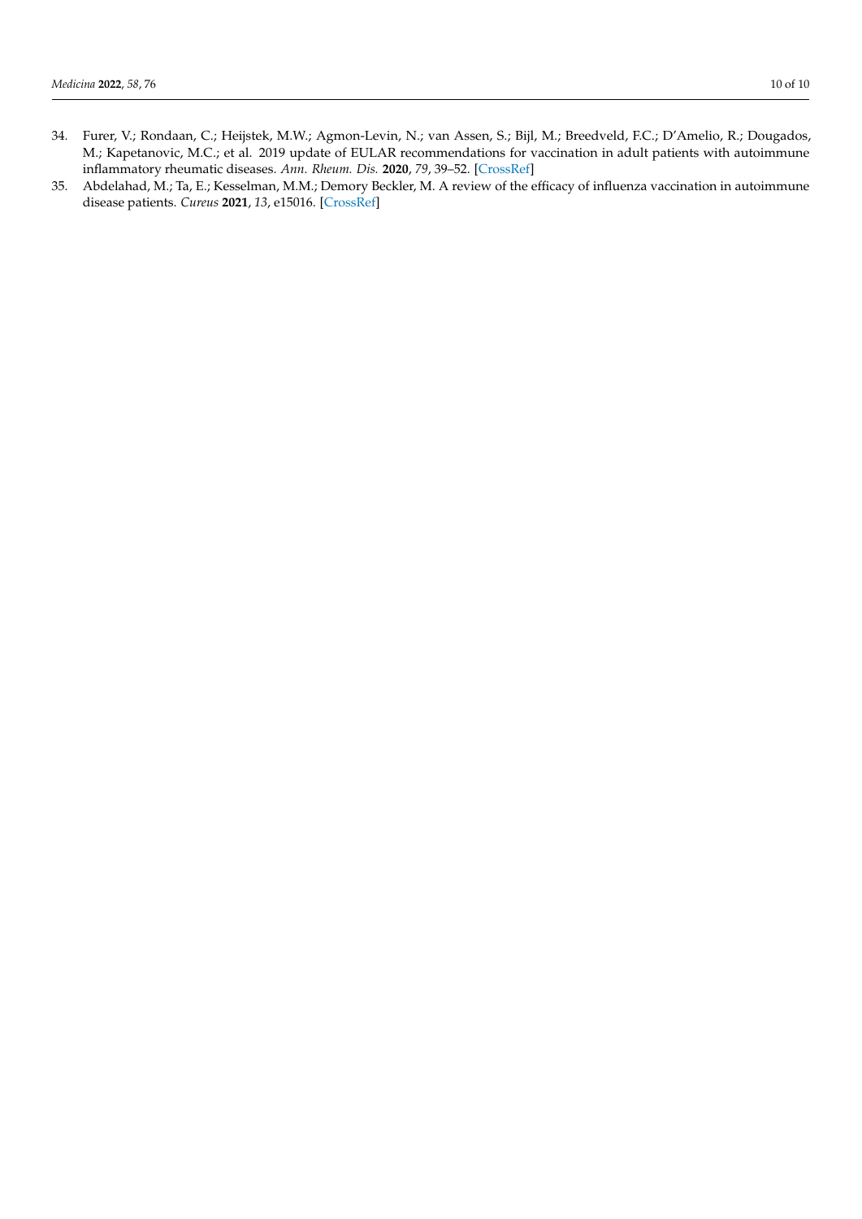34. Furer, V.; Rondaan, C.; Heijstek, M.W.; Agmon-Levin, N.; van Assen, S.; Bijl, M.; Breedveld, F.C.; D'Amelio, R.; Dougados, M.; Kapetanovic, M.C.; et al. 2019 update of EULAR recommendations for vaccination in adult patients with autoimmune inflammatory rheumatic diseases. *Ann. Rheum. Dis.* **2020**, *79*, 39–52. [CrossRef]
35. Abdelahad, M.; Ta, E.; Kesselman, M.M.; Demory Beckler, M. A review of the efficacy of influenza vaccination in autoimmune disease patients. *Cureus* **2021**, *13*, e15016. [CrossRef]